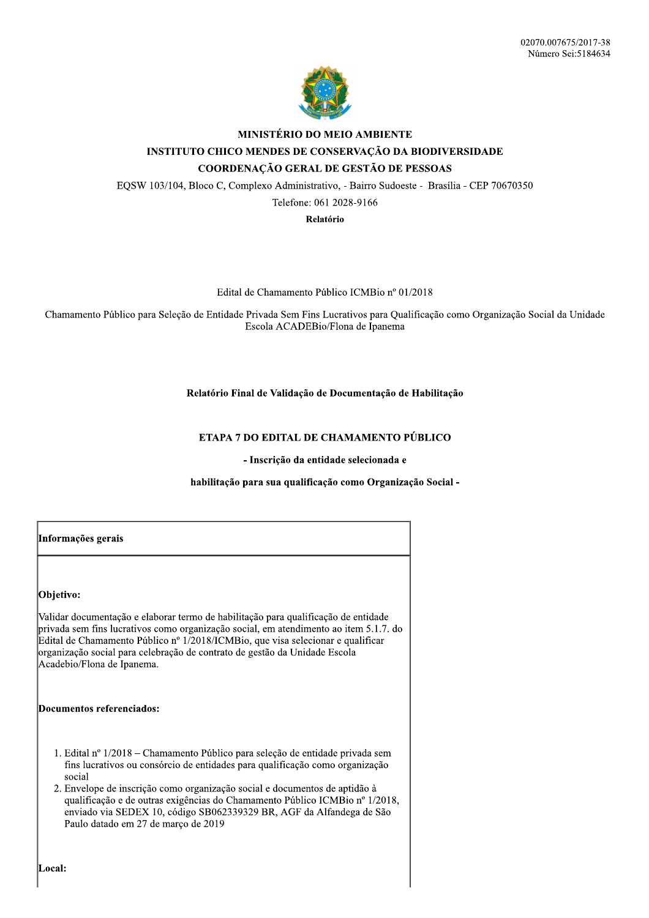02070.007675/2017-38
Número Sei:5184634

**MINISTÉRIO DO MEIO AMBIENTE**

**INSTITUTO CHICO MENDES DE CONSERVAÇÃO DA BIODIVERSIDADE**

**COORDENAÇÃO GERAL DE GESTÃO DE PESSOAS**

EQSW 103/104, Bloco C, Complexo Administrativo, - Bairro Sudoeste - Brasília - CEP 70670350

Telefone: 061 2028-9166

**Relatório**

Edital de Chamamento Público ICMBio nº 01/2018

Chamamento Público para Seleção de Entidade Privada Sem Fins Lucrativos para Qualificação como Organização Social da Unidade Escola ACADEBio/Flona de Ipanema

**Relatório Final de Validação de Documentação de Habilitação**

**ETAPA 7 DO EDITAL DE CHAMAMENTO PÚBLICO**

**- Inscrição da entidade selecionada e**

**habilitação para sua qualificação como Organização Social -**

| **Informações gerais** |
|---|
| **Objetivo:**<br><br>Validar documentação e elaborar termo de habilitação para qualificação de entidade privada sem fins lucrativos como organização social, em atendimento ao item 5.1.7. do Edital de Chamamento Público nº 1/2018/ICMBio, que visa selecionar e qualificar organização social para celebração de contrato de gestão da Unidade Escola Acadebio/Flona de Ipanema.<br><br>**Documentos referenciados:**<br><br>1. Edital nº 1/2018 – Chamamento Público para seleção de entidade privada sem fins lucrativos ou consórcio de entidades para qualificação como organização social<br>2. Envelope de inscrição como organização social e documentos de aptidão à qualificação e de outras exigências do Chamamento Público ICMBio nº 1/2018, enviado via SEDEX 10, código SB062339329 BR, AGF da Alfandega de São Paulo datado em 27 de março de 2019<br><br>**Local:** |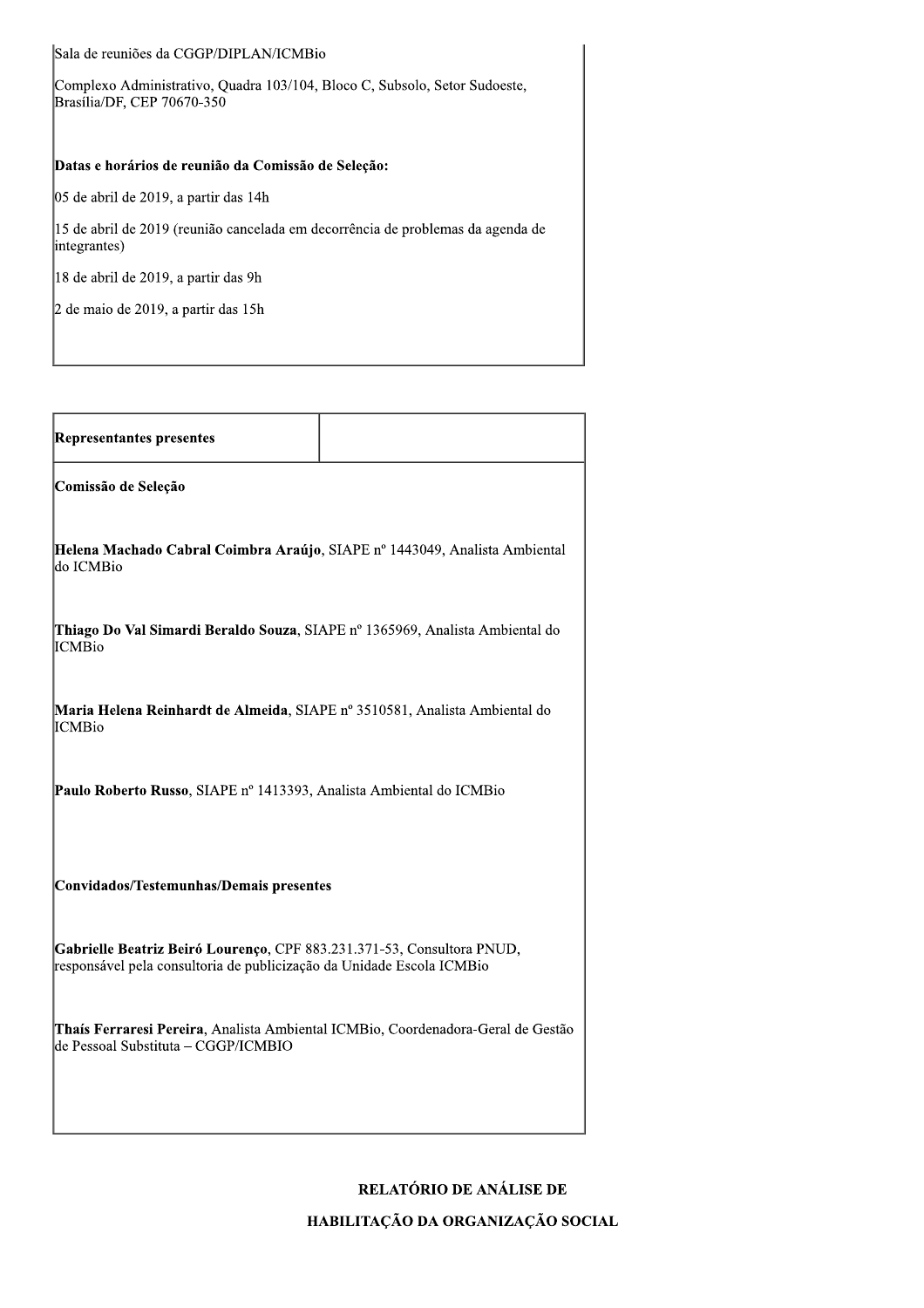Sala de reuniões da CGGP/DIPLAN/ICMBio

Complexo Administrativo, Quadra 103/104, Bloco C, Subsolo, Setor Sudoeste, Brasília/DF, CEP 70670-350

**Datas e horários de reunião da Comissão de Seleção:**

05 de abril de 2019, a partir das 14h

15 de abril de 2019 (reunião cancelada em decorrência de problemas da agenda de integrantes)

18 de abril de 2019, a partir das 9h

2 de maio de 2019, a partir das 15h

| **Representantes presentes** | |
|---|---|

**Comissão de Seleção**

**Helena Machado Cabral Coimbra Araújo**, SIAPE nº 1443049, Analista Ambiental do ICMBio

**Thiago Do Val Simardi Beraldo Souza**, SIAPE nº 1365969, Analista Ambiental do ICMBio

**Maria Helena Reinhardt de Almeida**, SIAPE nº 3510581, Analista Ambiental do ICMBio

**Paulo Roberto Russo**, SIAPE nº 1413393, Analista Ambiental do ICMBio

**Convidados/Testemunhas/Demais presentes**

**Gabrielle Beatriz Beiró Lourenço**, CPF 883.231.371-53, Consultora PNUD, responsável pela consultoria de publicização da Unidade Escola ICMBio

**Thaís Ferraresi Pereira**, Analista Ambiental ICMBio, Coordenadora-Geral de Gestão de Pessoal Substituta – CGGP/ICMBIO

**RELATÓRIO DE ANÁLISE DE**

**HABILITAÇÃO DA ORGANIZAÇÃO SOCIAL**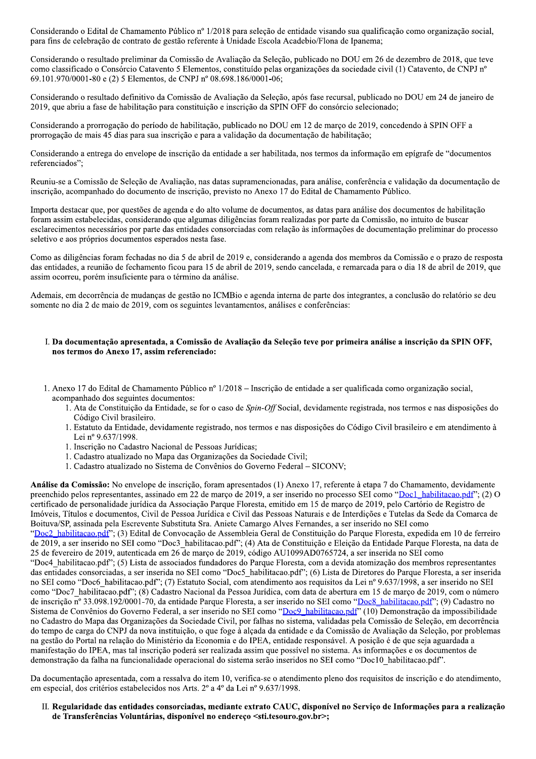Considerando o Edital de Chamamento Público nº 1/2018 para seleção de entidade visando sua qualificação como organização social, para fins de celebração de contrato de gestão referente à Unidade Escola Acadebio/Flona de Ipanema;

Considerando o resultado preliminar da Comissão de Avaliação da Seleção, publicado no DOU em 26 de dezembro de 2018, que teve como classificado o Consórcio Catavento 5 Elementos, constituído pelas organizações da sociedade civil (1) Catavento, de CNPJ nº 69.101.970/0001-80 e (2) 5 Elementos, de CNPJ nº 08.698.186/0001-06;

Considerando o resultado definitivo da Comissão de Avaliação da Seleção, após fase recursal, publicado no DOU em 24 de janeiro de 2019, que abriu a fase de habilitação para constituição e inscrição da SPIN OFF do consórcio selecionado;

Considerando a prorrogação do período de habilitação, publicado no DOU em 12 de março de 2019, concedendo à SPIN OFF a prorrogação de mais 45 dias para sua inscrição e para a validação da documentação de habilitação;

Considerando a entrega do envelope de inscrição da entidade a ser habilitada, nos termos da informação em epígrafe de "documentos referenciados";

Reuniu-se a Comissão de Seleção de Avaliação, nas datas supramencionadas, para análise, conferência e validação da documentação de inscrição, acompanhado do documento de inscrição, previsto no Anexo 17 do Edital de Chamamento Público.

Importa destacar que, por questões de agenda e do alto volume de documentos, as datas para análise dos documentos de habilitação foram assim estabelecidas, considerando que algumas diligências foram realizadas por parte da Comissão, no intuito de buscar esclarecimentos necessários por parte das entidades consorciadas com relação às informações de documentação preliminar do processo seletivo e aos próprios documentos esperados nesta fase.

Como as diligências foram fechadas no dia 5 de abril de 2019 e, considerando a agenda dos membros da Comissão e o prazo de resposta das entidades, a reunião de fechamento ficou para 15 de abril de 2019, sendo cancelada, e remarcada para o dia 18 de abril de 2019, que assim ocorreu, porém insuficiente para o término da análise.

Ademais, em decorrência de mudanças de gestão no ICMBio e agenda interna de parte dos integrantes, a conclusão do relatório se deu somente no dia 2 de maio de 2019, com os seguintes levantamentos, análises e conferências:

I. **Da documentação apresentada, a Comissão de Avaliação da Seleção teve por primeira análise a inscrição da SPIN OFF, nos termos do Anexo 17, assim referenciado:**

1. Anexo 17 do Edital de Chamamento Público nº 1/2018 – Inscrição de entidade a ser qualificada como organização social, acompanhado dos seguintes documentos:
   1. Ata de Constituição da Entidade, se for o caso de *Spin-Off* Social, devidamente registrada, nos termos e nas disposições do Código Civil brasileiro.
   1. Estatuto da Entidade, devidamente registrado, nos termos e nas disposições do Código Civil brasileiro e em atendimento à Lei nº 9.637/1998.
   1. Inscrição no Cadastro Nacional de Pessoas Jurídicas;
   1. Cadastro atualizado no Mapa das Organizações da Sociedade Civil;
   1. Cadastro atualizado no Sistema de Convênios do Governo Federal – SICONV;

**Análise da Comissão:** No envelope de inscrição, foram apresentados (1) Anexo 17, referente à etapa 7 do Chamamento, devidamente preenchido pelos representantes, assinado em 22 de março de 2019, a ser inserido no processo SEI como "Doc1_habilitacao.pdf"; (2) O certificado de personalidade jurídica da Associação Parque Floresta, emitido em 15 de março de 2019, pelo Cartório de Registro de Imóveis, Títulos e documentos, Civil de Pessoa Jurídica e Civil das Pessoas Naturais e de Interdições e Tutelas da Sede da Comarca de Boituva/SP, assinada pela Escrevente Substituta Sra. Aniete Camargo Alves Fernandes, a ser inserido no SEI como "Doc2_habilitacao.pdf"; (3) Edital de Convocação de Assembleia Geral de Constituição do Parque Floresta, expedida em 10 de ferreiro de 2019, a ser inserido no SEI como "Doc3_habilitacao.pdf"; (4) Ata de Constituição e Eleição da Entidade Parque Floresta, na data de 25 de fevereiro de 2019, autenticada em 26 de março de 2019, código AU1099AD0765724, a ser inserida no SEI como "Doc4_habilitacao.pdf"; (5) Lista de associados fundadores do Parque Floresta, com a devida atomização dos membros representantes das entidades consorciadas, a ser inserida no SEI como "Doc5_habilitacao.pdf"; (6) Lista de Diretores do Parque Floresta, a ser inserida no SEI como "Doc6_habilitacao.pdf"; (7) Estatuto Social, com atendimento aos requisitos da Lei nº 9.637/1998, a ser inserido no SEI como "Doc7_habilitacao.pdf"; (8) Cadastro Nacional da Pessoa Jurídica, com data de abertura em 15 de março de 2019, com o número de inscrição nº 33.098.192/0001-70, da entidade Parque Floresta, a ser inserido no SEI como "Doc8_habilitacao.pdf"; (9) Cadastro no Sistema de Convênios do Governo Federal, a ser inserido no SEI como "Doc9_habilitacao.pdf" (10) Demonstração da impossibilidade no Cadastro do Mapa das Organizações da Sociedade Civil, por falhas no sistema, validadas pela Comissão de Seleção, em decorrência do tempo de carga do CNPJ da nova instituição, o que foge à alçada da entidade e da Comissão de Avaliação da Seleção, por problemas na gestão do Portal na relação do Ministério da Economia e do IPEA, entidade responsável. A posição é de que seja aguardada a manifestação do IPEA, mas tal inscrição poderá ser realizada assim que possível no sistema. As informações e os documentos de demonstração da falha na funcionalidade operacional do sistema serão inseridos no SEI como "Doc10_habilitacao.pdf".

Da documentação apresentada, com a ressalva do item 10, verifica-se o atendimento pleno dos requisitos de inscrição e do atendimento, em especial, dos critérios estabelecidos nos Arts. 2º a 4º da Lei nº 9.637/1998.

II. **Regularidade das entidades consorciadas, mediante extrato CAUC, disponível no Serviço de Informações para a realização de Transferências Voluntárias, disponível no endereço <sti.tesouro.gov.br>;**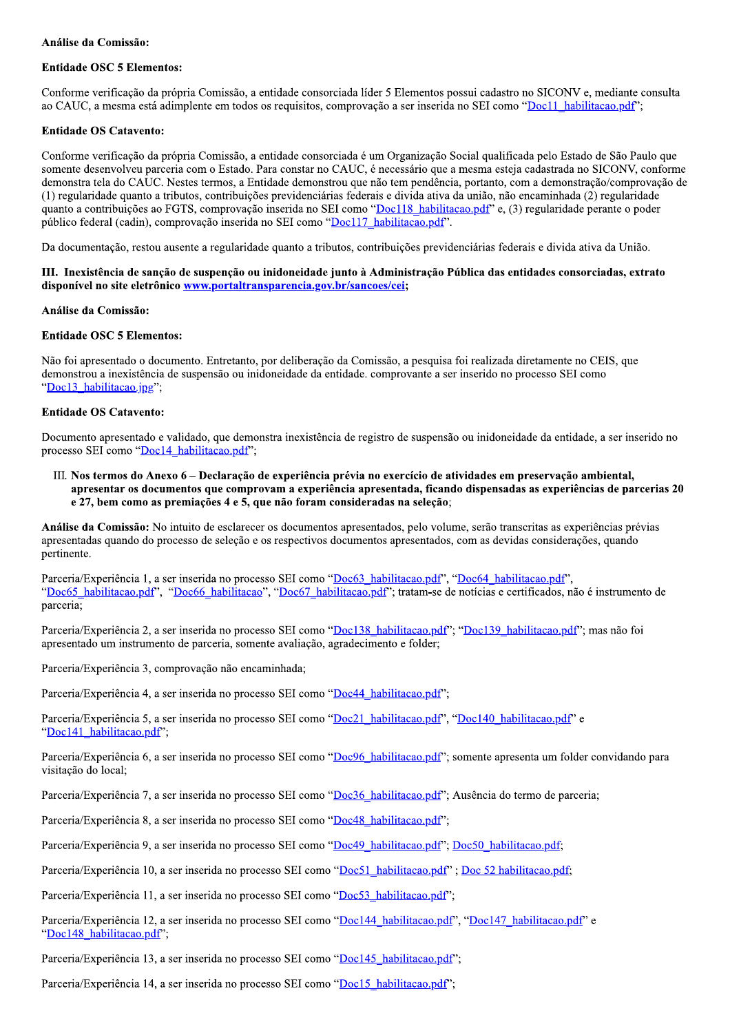**Análise da Comissão:**

**Entidade OSC 5 Elementos:**

Conforme verificação da própria Comissão, a entidade consorciada líder 5 Elementos possui cadastro no SICONV e, mediante consulta ao CAUC, a mesma está adimplente em todos os requisitos, comprovação a ser inserida no SEI como "Doc11_habilitacao.pdf";

**Entidade OS Catavento:**

Conforme verificação da própria Comissão, a entidade consorciada é um Organização Social qualificada pelo Estado de São Paulo que somente desenvolveu parceria com o Estado. Para constar no CAUC, é necessário que a mesma esteja cadastrada no SICONV, conforme demonstra tela do CAUC. Nestes termos, a Entidade demonstrou que não tem pendência, portanto, com a demonstração/comprovação de (1) regularidade quanto a tributos, contribuições previdenciárias federais e divida ativa da união, não encaminhada (2) regularidade quanto a contribuições ao FGTS, comprovação inserida no SEI como "Doc118_habilitacao.pdf" e, (3) regularidade perante o poder público federal (cadin), comprovação inserida no SEI como "Doc117_habilitacao.pdf".

Da documentação, restou ausente a regularidade quanto a tributos, contribuições previdenciárias federais e divida ativa da União.

**III. Inexistência de sanção de suspenção ou inidoneidade junto à Administração Pública das entidades consorciadas, extrato disponível no site eletrônico www.portaltransparencia.gov.br/sancoes/cei;**

**Análise da Comissão:**

**Entidade OSC 5 Elementos:**

Não foi apresentado o documento. Entretanto, por deliberação da Comissão, a pesquisa foi realizada diretamente no CEIS, que demonstrou a inexistência de suspensão ou inidoneidade da entidade. comprovante a ser inserido no processo SEI como "Doc13_habilitacao.jpg";

**Entidade OS Catavento:**

Documento apresentado e validado, que demonstra inexistência de registro de suspensão ou inidoneidade da entidade, a ser inserido no processo SEI como "Doc14_habilitacao.pdf";

III. **Nos termos do Anexo 6 – Declaração de experiência prévia no exercício de atividades em preservação ambiental, apresentar os documentos que comprovam a experiência apresentada, ficando dispensadas as experiências de parcerias 20 e 27, bem como as premiações 4 e 5, que não foram consideradas na seleção**;

**Análise da Comissão:** No intuito de esclarecer os documentos apresentados, pelo volume, serão transcritas as experiências prévias apresentadas quando do processo de seleção e os respectivos documentos apresentados, com as devidas considerações, quando pertinente.

Parceria/Experiência 1, a ser inserida no processo SEI como "Doc63_habilitacao.pdf", "Doc64_habilitacao.pdf", "Doc65_habilitacao.pdf", "Doc66_habilitacao", "Doc67_habilitacao.pdf"; tratam-se de notícias e certificados, não é instrumento de parceria;

Parceria/Experiência 2, a ser inserida no processo SEI como "Doc138_habilitacao.pdf"; "Doc139_habilitacao.pdf"; mas não foi apresentado um instrumento de parceria, somente avaliação, agradecimento e folder;

Parceria/Experiência 3, comprovação não encaminhada;

Parceria/Experiência 4, a ser inserida no processo SEI como "Doc44_habilitacao.pdf";

Parceria/Experiência 5, a ser inserida no processo SEI como "Doc21_habilitacao.pdf", "Doc140_habilitacao.pdf" e "Doc141_habilitacao.pdf";

Parceria/Experiência 6, a ser inserida no processo SEI como "Doc96_habilitacao.pdf"; somente apresenta um folder convidando para visitação do local;

Parceria/Experiência 7, a ser inserida no processo SEI como "Doc36_habilitacao.pdf"; Ausência do termo de parceria;

Parceria/Experiência 8, a ser inserida no processo SEI como "Doc48_habilitacao.pdf";

Parceria/Experiência 9, a ser inserida no processo SEI como "Doc49_habilitacao.pdf"; Doc50_habilitacao.pdf;

Parceria/Experiência 10, a ser inserida no processo SEI como "Doc51_habilitacao.pdf" ; Doc 52 habilitacao.pdf;

Parceria/Experiência 11, a ser inserida no processo SEI como "Doc53_habilitacao.pdf";

Parceria/Experiência 12, a ser inserida no processo SEI como "Doc144_habilitacao.pdf", "Doc147_habilitacao.pdf" e "Doc148_habilitacao.pdf";

Parceria/Experiência 13, a ser inserida no processo SEI como "Doc145_habilitacao.pdf";

Parceria/Experiência 14, a ser inserida no processo SEI como "Doc15_habilitacao.pdf";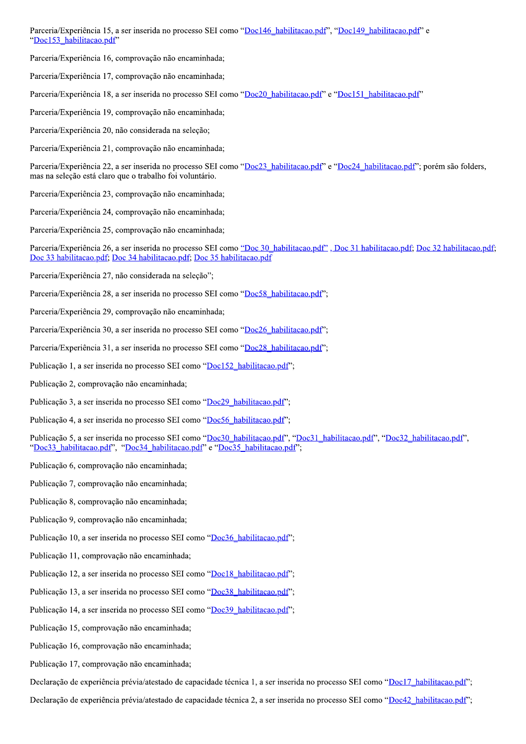Parceria/Experiência 15, a ser inserida no processo SEI como “Doc146_habilitacao.pdf”, “Doc149_habilitacao.pdf” e “Doc153_habilitacao.pdf”

Parceria/Experiência 16, comprovação não encaminhada;

Parceria/Experiência 17, comprovação não encaminhada;

Parceria/Experiência 18, a ser inserida no processo SEI como “Doc20_habilitacao.pdf” e “Doc151_habilitacao.pdf”

Parceria/Experiência 19, comprovação não encaminhada;

Parceria/Experiência 20, não considerada na seleção;

Parceria/Experiência 21, comprovação não encaminhada;

Parceria/Experiência 22, a ser inserida no processo SEI como “Doc23_habilitacao.pdf” e “Doc24_habilitacao.pdf”; porém são folders, mas na seleção está claro que o trabalho foi voluntário.

Parceria/Experiência 23, comprovação não encaminhada;

Parceria/Experiência 24, comprovação não encaminhada;

Parceria/Experiência 25, comprovação não encaminhada;

Parceria/Experiência 26, a ser inserida no processo SEI como “Doc 30_habilitacao.pdf” , Doc 31 habilitacao.pdf; Doc 32 habilitacao.pdf; Doc 33 habilitacao.pdf; Doc 34 habilitacao.pdf; Doc 35 habilitacao.pdf

Parceria/Experiência 27, não considerada na seleção”;

Parceria/Experiência 28, a ser inserida no processo SEI como “Doc58_habilitacao.pdf”;

Parceria/Experiência 29, comprovação não encaminhada;

Parceria/Experiência 30, a ser inserida no processo SEI como “Doc26_habilitacao.pdf”;

Parceria/Experiência 31, a ser inserida no processo SEI como “Doc28_habilitacao.pdf”;

Publicação 1, a ser inserida no processo SEI como “Doc152_habilitacao.pdf”;

Publicação 2, comprovação não encaminhada;

Publicação 3, a ser inserida no processo SEI como “Doc29_habilitacao.pdf”;

Publicação 4, a ser inserida no processo SEI como “Doc56_habilitacao.pdf”;

Publicação 5, a ser inserida no processo SEI como “Doc30_habilitacao.pdf”, “Doc31_habilitacao.pdf”, “Doc32_habilitacao.pdf”, “Doc33_habilitacao.pdf”, “Doc34_habilitacao.pdf” e “Doc35_habilitacao.pdf”;

Publicação 6, comprovação não encaminhada;

Publicação 7, comprovação não encaminhada;

Publicação 8, comprovação não encaminhada;

Publicação 9, comprovação não encaminhada;

Publicação 10, a ser inserida no processo SEI como “Doc36_habilitacao.pdf”;

Publicação 11, comprovação não encaminhada;

Publicação 12, a ser inserida no processo SEI como “Doc18_habilitacao.pdf”;

Publicação 13, a ser inserida no processo SEI como “Doc38_habilitacao.pdf”;

Publicação 14, a ser inserida no processo SEI como “Doc39_habilitacao.pdf”;

Publicação 15, comprovação não encaminhada;

Publicação 16, comprovação não encaminhada;

Publicação 17, comprovação não encaminhada;

Declaração de experiência prévia/atestado de capacidade técnica 1, a ser inserida no processo SEI como “Doc17_habilitacao.pdf”;

Declaração de experiência prévia/atestado de capacidade técnica 2, a ser inserida no processo SEI como “Doc42_habilitacao.pdf”;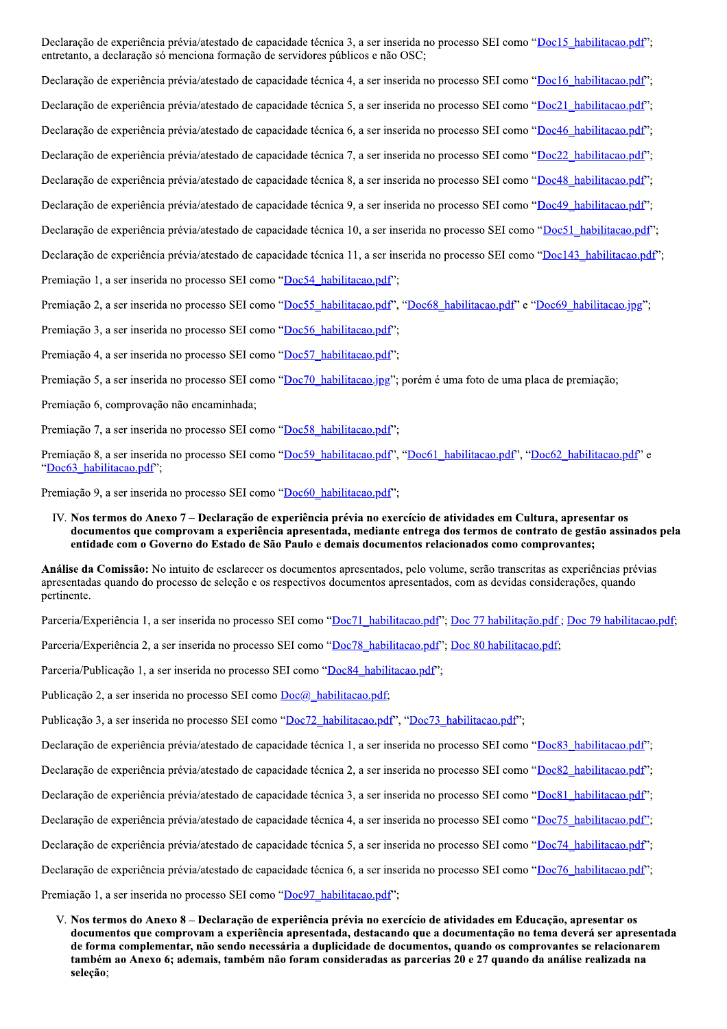Declaração de experiência prévia/atestado de capacidade técnica 3, a ser inserida no processo SEI como "Doc15_habilitacao.pdf"; entretanto, a declaração só menciona formação de servidores públicos e não OSC;

Declaração de experiência prévia/atestado de capacidade técnica 4, a ser inserida no processo SEI como "Doc16_habilitacao.pdf";

Declaração de experiência prévia/atestado de capacidade técnica 5, a ser inserida no processo SEI como "Doc21_habilitacao.pdf";

Declaração de experiência prévia/atestado de capacidade técnica 6, a ser inserida no processo SEI como "Doc46_habilitacao.pdf";

Declaração de experiência prévia/atestado de capacidade técnica 7, a ser inserida no processo SEI como "Doc22_habilitacao.pdf";

Declaração de experiência prévia/atestado de capacidade técnica 8, a ser inserida no processo SEI como "Doc48_habilitacao.pdf";

Declaração de experiência prévia/atestado de capacidade técnica 9, a ser inserida no processo SEI como "Doc49_habilitacao.pdf";

Declaração de experiência prévia/atestado de capacidade técnica 10, a ser inserida no processo SEI como "Doc51_habilitacao.pdf";

Declaração de experiência prévia/atestado de capacidade técnica 11, a ser inserida no processo SEI como "Doc143_habilitacao.pdf";

Premiação 1, a ser inserida no processo SEI como "Doc54_habilitacao.pdf";

Premiação 2, a ser inserida no processo SEI como "Doc55_habilitacao.pdf", "Doc68_habilitacao.pdf" e "Doc69_habilitacao.jpg";

Premiação 3, a ser inserida no processo SEI como "Doc56_habilitacao.pdf";

Premiação 4, a ser inserida no processo SEI como "Doc57_habilitacao.pdf";

Premiação 5, a ser inserida no processo SEI como "Doc70_habilitacao.jpg"; porém é uma foto de uma placa de premiação;

Premiação 6, comprovação não encaminhada;

Premiação 7, a ser inserida no processo SEI como "Doc58_habilitacao.pdf";

Premiação 8, a ser inserida no processo SEI como "Doc59_habilitacao.pdf", "Doc61_habilitacao.pdf", "Doc62_habilitacao.pdf" e "Doc63_habilitacao.pdf";

Premiação 9, a ser inserida no processo SEI como "Doc60_habilitacao.pdf";

IV. **Nos termos do Anexo 7 – Declaração de experiência prévia no exercício de atividades em Cultura, apresentar os documentos que comprovam a experiência apresentada, mediante entrega dos termos de contrato de gestão assinados pela entidade com o Governo do Estado de São Paulo e demais documentos relacionados como comprovantes;**

**Análise da Comissão:** No intuito de esclarecer os documentos apresentados, pelo volume, serão transcritas as experiências prévias apresentadas quando do processo de seleção e os respectivos documentos apresentados, com as devidas considerações, quando pertinente.

Parceria/Experiência 1, a ser inserida no processo SEI como "Doc71_habilitacao.pdf"; Doc 77 habilitação.pdf ; Doc 79 habilitacao.pdf;

Parceria/Experiência 2, a ser inserida no processo SEI como "Doc78_habilitacao.pdf"; Doc 80 habilitacao.pdf;

Parceria/Publicação 1, a ser inserida no processo SEI como "Doc84_habilitacao.pdf";

Publicação 2, a ser inserida no processo SEI como Doc@_habilitacao.pdf;

Publicação 3, a ser inserida no processo SEI como "Doc72_habilitacao.pdf", "Doc73_habilitacao.pdf";

Declaração de experiência prévia/atestado de capacidade técnica 1, a ser inserida no processo SEI como "Doc83_habilitacao.pdf";

Declaração de experiência prévia/atestado de capacidade técnica 2, a ser inserida no processo SEI como "Doc82_habilitacao.pdf";

Declaração de experiência prévia/atestado de capacidade técnica 3, a ser inserida no processo SEI como "Doc81_habilitacao.pdf";

Declaração de experiência prévia/atestado de capacidade técnica 4, a ser inserida no processo SEI como "Doc75_habilitacao.pdf";

Declaração de experiência prévia/atestado de capacidade técnica 5, a ser inserida no processo SEI como "Doc74_habilitacao.pdf";

Declaração de experiência prévia/atestado de capacidade técnica 6, a ser inserida no processo SEI como "Doc76_habilitacao.pdf";

Premiação 1, a ser inserida no processo SEI como "Doc97_habilitacao.pdf";

V. **Nos termos do Anexo 8 – Declaração de experiência prévia no exercício de atividades em Educação, apresentar os documentos que comprovam a experiência apresentada, destacando que a documentação no tema deverá ser apresentada de forma complementar, não sendo necessária a duplicidade de documentos, quando os comprovantes se relacionarem também ao Anexo 6; ademais, também não foram consideradas as parcerias 20 e 27 quando da análise realizada na seleção;**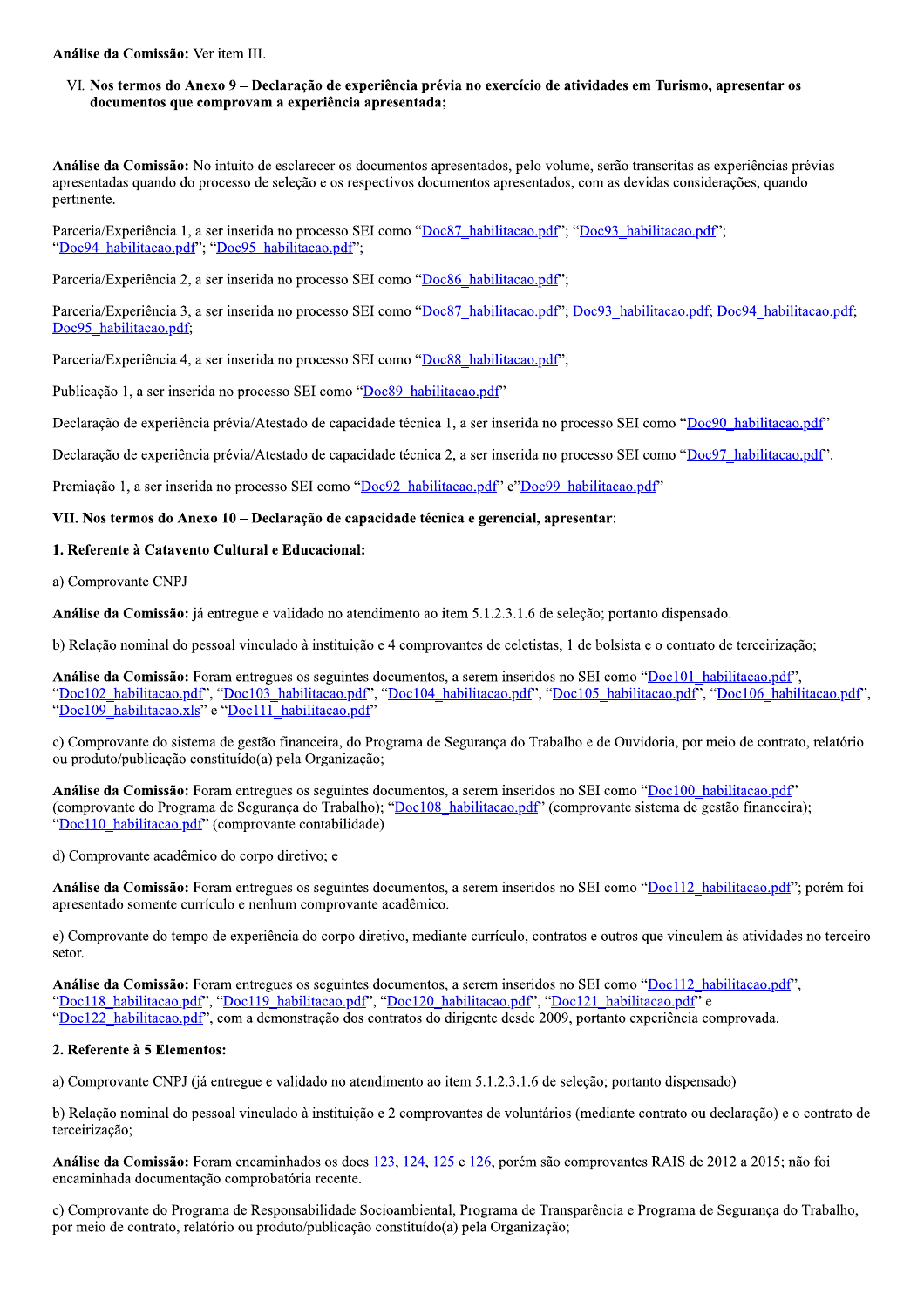**Análise da Comissão:** Ver item III.

VI. **Nos termos do Anexo 9 – Declaração de experiência prévia no exercício de atividades em Turismo, apresentar os documentos que comprovam a experiência apresentada;**

**Análise da Comissão:** No intuito de esclarecer os documentos apresentados, pelo volume, serão transcritas as experiências prévias apresentadas quando do processo de seleção e os respectivos documentos apresentados, com as devidas considerações, quando pertinente.

Parceria/Experiência 1, a ser inserida no processo SEI como "Doc87_habilitacao.pdf"; "Doc93_habilitacao.pdf"; "Doc94_habilitacao.pdf"; "Doc95_habilitacao.pdf";

Parceria/Experiência 2, a ser inserida no processo SEI como "Doc86_habilitacao.pdf";

Parceria/Experiência 3, a ser inserida no processo SEI como "Doc87_habilitacao.pdf"; Doc93_habilitacao.pdf; Doc94_habilitacao.pdf; Doc95_habilitacao.pdf;

Parceria/Experiência 4, a ser inserida no processo SEI como "Doc88_habilitacao.pdf";

Publicação 1, a ser inserida no processo SEI como "Doc89_habilitacao.pdf"

Declaração de experiência prévia/Atestado de capacidade técnica 1, a ser inserida no processo SEI como "Doc90_habilitacao.pdf"

Declaração de experiência prévia/Atestado de capacidade técnica 2, a ser inserida no processo SEI como "Doc97_habilitacao.pdf".

Premiação 1, a ser inserida no processo SEI como "Doc92_habilitacao.pdf" e"Doc99_habilitacao.pdf"

**VII. Nos termos do Anexo 10 – Declaração de capacidade técnica e gerencial, apresentar**:

**1. Referente à Catavento Cultural e Educacional:**

a) Comprovante CNPJ

**Análise da Comissão:** já entregue e validado no atendimento ao item 5.1.2.3.1.6 de seleção; portanto dispensado.

b) Relação nominal do pessoal vinculado à instituição e 4 comprovantes de celetistas, 1 de bolsista e o contrato de terceirização;

**Análise da Comissão:** Foram entregues os seguintes documentos, a serem inseridos no SEI como "Doc101_habilitacao.pdf", "Doc102_habilitacao.pdf", "Doc103_habilitacao.pdf", "Doc104_habilitacao.pdf", "Doc105_habilitacao.pdf", "Doc106_habilitacao.pdf", "Doc109_habilitacao.xls" e "Doc111_habilitacao.pdf"

c) Comprovante do sistema de gestão financeira, do Programa de Segurança do Trabalho e de Ouvidoria, por meio de contrato, relatório ou produto/publicação constituído(a) pela Organização;

**Análise da Comissão:** Foram entregues os seguintes documentos, a serem inseridos no SEI como "Doc100_habilitacao.pdf" (comprovante do Programa de Segurança do Trabalho); "Doc108_habilitacao.pdf" (comprovante sistema de gestão financeira); "Doc110_habilitacao.pdf" (comprovante contabilidade)

d) Comprovante acadêmico do corpo diretivo; e

**Análise da Comissão:** Foram entregues os seguintes documentos, a serem inseridos no SEI como "Doc112_habilitacao.pdf"; porém foi apresentado somente currículo e nenhum comprovante acadêmico.

e) Comprovante do tempo de experiência do corpo diretivo, mediante currículo, contratos e outros que vinculem às atividades no terceiro setor.

**Análise da Comissão:** Foram entregues os seguintes documentos, a serem inseridos no SEI como "Doc112_habilitacao.pdf", "Doc118_habilitacao.pdf", "Doc119_habilitacao.pdf", "Doc120_habilitacao.pdf", "Doc121_habilitacao.pdf" e "Doc122_habilitacao.pdf", com a demonstração dos contratos do dirigente desde 2009, portanto experiência comprovada.

**2. Referente à 5 Elementos:**

a) Comprovante CNPJ (já entregue e validado no atendimento ao item 5.1.2.3.1.6 de seleção; portanto dispensado)

b) Relação nominal do pessoal vinculado à instituição e 2 comprovantes de voluntários (mediante contrato ou declaração) e o contrato de terceirização;

**Análise da Comissão:** Foram encaminhados os docs 123, 124, 125 e 126, porém são comprovantes RAIS de 2012 a 2015; não foi encaminhada documentação comprobatória recente.

c) Comprovante do Programa de Responsabilidade Socioambiental, Programa de Transparência e Programa de Segurança do Trabalho, por meio de contrato, relatório ou produto/publicação constituído(a) pela Organização;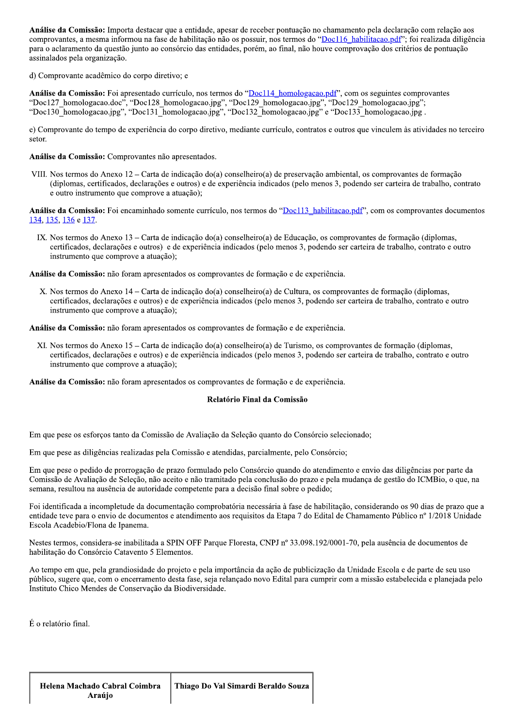**Análise da Comissão:** Importa destacar que a entidade, apesar de receber pontuação no chamamento pela declaração com relação aos comprovantes, a mesma informou na fase de habilitação não os possuir, nos termos do "Doc116_habilitacao.pdf"; foi realizada diligência para o aclaramento da questão junto ao consórcio das entidades, porém, ao final, não houve comprovação dos critérios de pontuação assinalados pela organização.

d) Comprovante acadêmico do corpo diretivo; e

**Análise da Comissão:** Foi apresentado currículo, nos termos do "Doc114_homologacao.pdf", com os seguintes comprovantes "Doc127_homologacao.doc", "Doc128_homologacao.jpg", "Doc129_homologacao.jpg", "Doc129_homologacao.jpg"; "Doc130_homologacao.jpg", "Doc131_homologacao.jpg", "Doc132_homologacao.jpg" e "Doc133_homologacao.jpg .

e) Comprovante do tempo de experiência do corpo diretivo, mediante currículo, contratos e outros que vinculem às atividades no terceiro setor.

**Análise da Comissão:** Comprovantes não apresentados.

VIII. Nos termos do Anexo 12 – Carta de indicação do(a) conselheiro(a) de preservação ambiental, os comprovantes de formação (diplomas, certificados, declarações e outros) e de experiência indicados (pelo menos 3, podendo ser carteira de trabalho, contrato e outro instrumento que comprove a atuação);

**Análise da Comissão:** Foi encaminhado somente currículo, nos termos do "Doc113_habilitacao.pdf", com os comprovantes documentos 134, 135, 136 e 137.

IX. Nos termos do Anexo 13 – Carta de indicação do(a) conselheiro(a) de Educação, os comprovantes de formação (diplomas, certificados, declarações e outros) e de experiência indicados (pelo menos 3, podendo ser carteira de trabalho, contrato e outro instrumento que comprove a atuação);

**Análise da Comissão:** não foram apresentados os comprovantes de formação e de experiência.

X. Nos termos do Anexo 14 – Carta de indicação do(a) conselheiro(a) de Cultura, os comprovantes de formação (diplomas, certificados, declarações e outros) e de experiência indicados (pelo menos 3, podendo ser carteira de trabalho, contrato e outro instrumento que comprove a atuação);

**Análise da Comissão:** não foram apresentados os comprovantes de formação e de experiência.

XI. Nos termos do Anexo 15 – Carta de indicação do(a) conselheiro(a) de Turismo, os comprovantes de formação (diplomas, certificados, declarações e outros) e de experiência indicados (pelo menos 3, podendo ser carteira de trabalho, contrato e outro instrumento que comprove a atuação);

**Análise da Comissão:** não foram apresentados os comprovantes de formação e de experiência.

**Relatório Final da Comissão**

Em que pese os esforços tanto da Comissão de Avaliação da Seleção quanto do Consórcio selecionado;

Em que pese as diligências realizadas pela Comissão e atendidas, parcialmente, pelo Consórcio;

Em que pese o pedido de prorrogação de prazo formulado pelo Consórcio quando do atendimento e envio das diligências por parte da Comissão de Avaliação de Seleção, não aceito e não tramitado pela conclusão do prazo e pela mudança de gestão do ICMBio, o que, na semana, resultou na ausência de autoridade competente para a decisão final sobre o pedido;

Foi identificada a incompletude da documentação comprobatória necessária à fase de habilitação, considerando os 90 dias de prazo que a entidade teve para o envio de documentos e atendimento aos requisitos da Etapa 7 do Edital de Chamamento Público nº 1/2018 Unidade Escola Acadebio/Flona de Ipanema.

Nestes termos, considera-se inabilitada a SPIN OFF Parque Floresta, CNPJ nº 33.098.192/0001-70, pela ausência de documentos de habilitação do Consórcio Catavento 5 Elementos.

Ao tempo em que, pela grandiosidade do projeto e pela importância da ação de publicização da Unidade Escola e de parte de seu uso público, sugere que, com o encerramento desta fase, seja relançado novo Edital para cumprir com a missão estabelecida e planejada pelo Instituto Chico Mendes de Conservação da Biodiversidade.

É o relatório final.

| Helena Machado Cabral Coimbra Araújo | Thiago Do Val Simardi Beraldo Souza |
|---|---|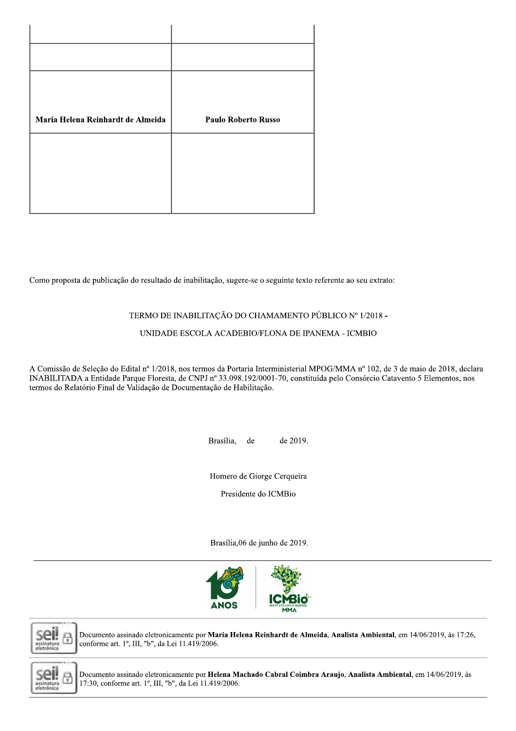| | |
|---|---|
| | |
| | |
| **Maria Helena Reinhardt de Almeida** | **Paulo Roberto Russo** |
| | |

Como proposta de publicação do resultado de inabilitação, sugere-se o seguinte texto referente ao seu extrato:

TERMO DE INABILITAÇÃO DO CHAMAMENTO PÚBLICO Nº 1/2018 -

UNIDADE ESCOLA ACADEBIO/FLONA DE IPANEMA - ICMBIO

A Comissão de Seleção do Edital nº 1/2018, nos termos da Portaria Interministerial MPOG/MMA nº 102, de 3 de maio de 2018, declara INABILITADA a Entidade Parque Floresta, de CNPJ nº 33.098.192/0001-70, constituída pelo Consórcio Catavento 5 Elementos, nos termos do Relatório Final de Validação de Documentação de Habilitação.

Brasília, de de 2019.

Homero de Giorge Cerqueira

Presidente do ICMBio

Brasília,06 de junho de 2019.

Documento assinado eletronicamente por **Maria Helena Reinhardt de Almeida**, **Analista Ambiental**, em 14/06/2019, às 17:26, conforme art. 1º, III, "b", da Lei 11.419/2006.

Documento assinado eletronicamente por **Helena Machado Cabral Coimbra Araujo**, **Analista Ambiental**, em 14/06/2019, às 17:30, conforme art. 1º, III, "b", da Lei 11.419/2006.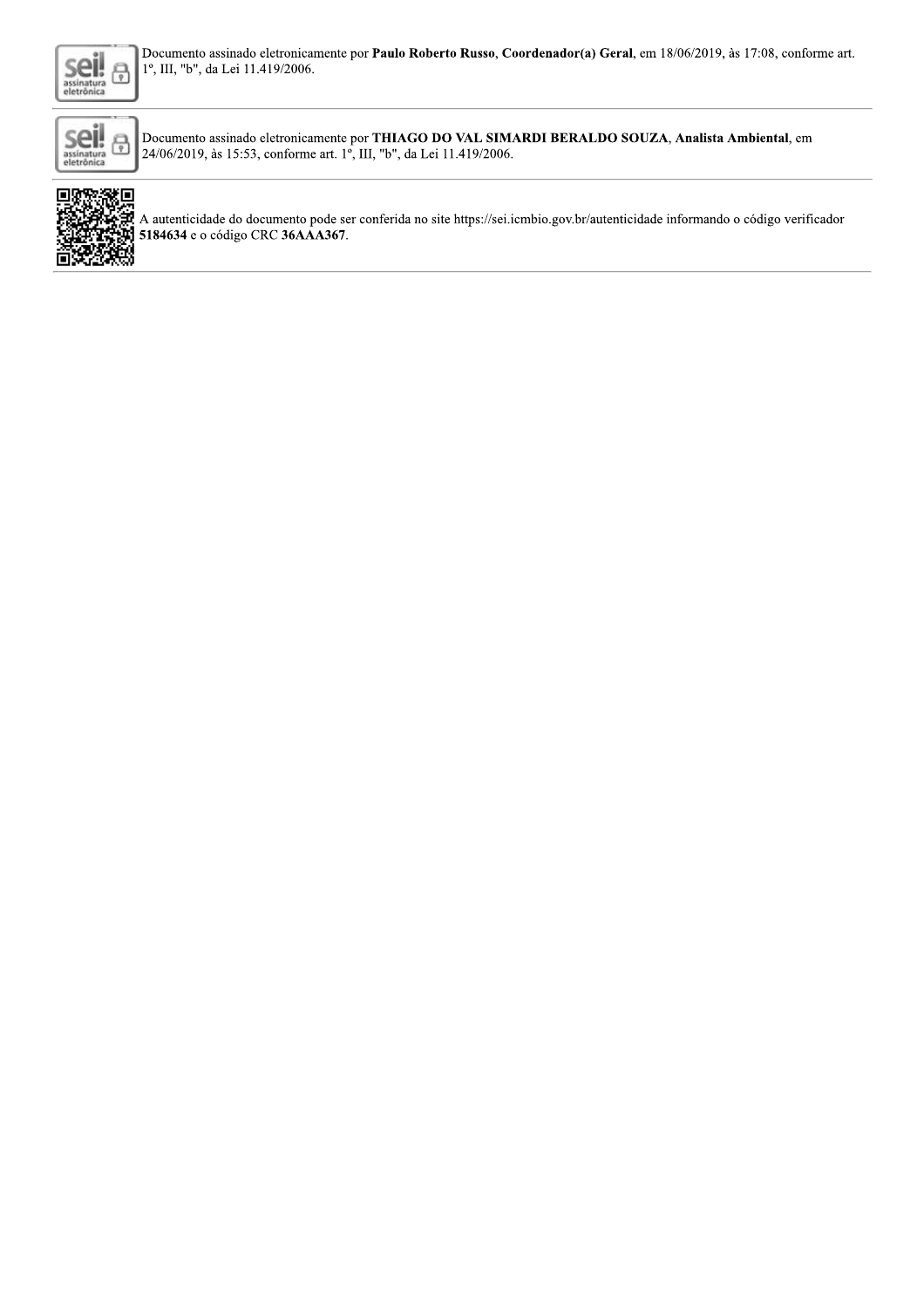Documento assinado eletronicamente por **Paulo Roberto Russo**, **Coordenador(a) Geral**, em 18/06/2019, às 17:08, conforme art. 1º, III, "b", da Lei 11.419/2006.

---

Documento assinado eletronicamente por **THIAGO DO VAL SIMARDI BERALDO SOUZA**, **Analista Ambiental**, em 24/06/2019, às 15:53, conforme art. 1º, III, "b", da Lei 11.419/2006.

---

A autenticidade do documento pode ser conferida no site https://sei.icmbio.gov.br/autenticidade informando o código verificador **5184634** e o código CRC **36AAA367**.